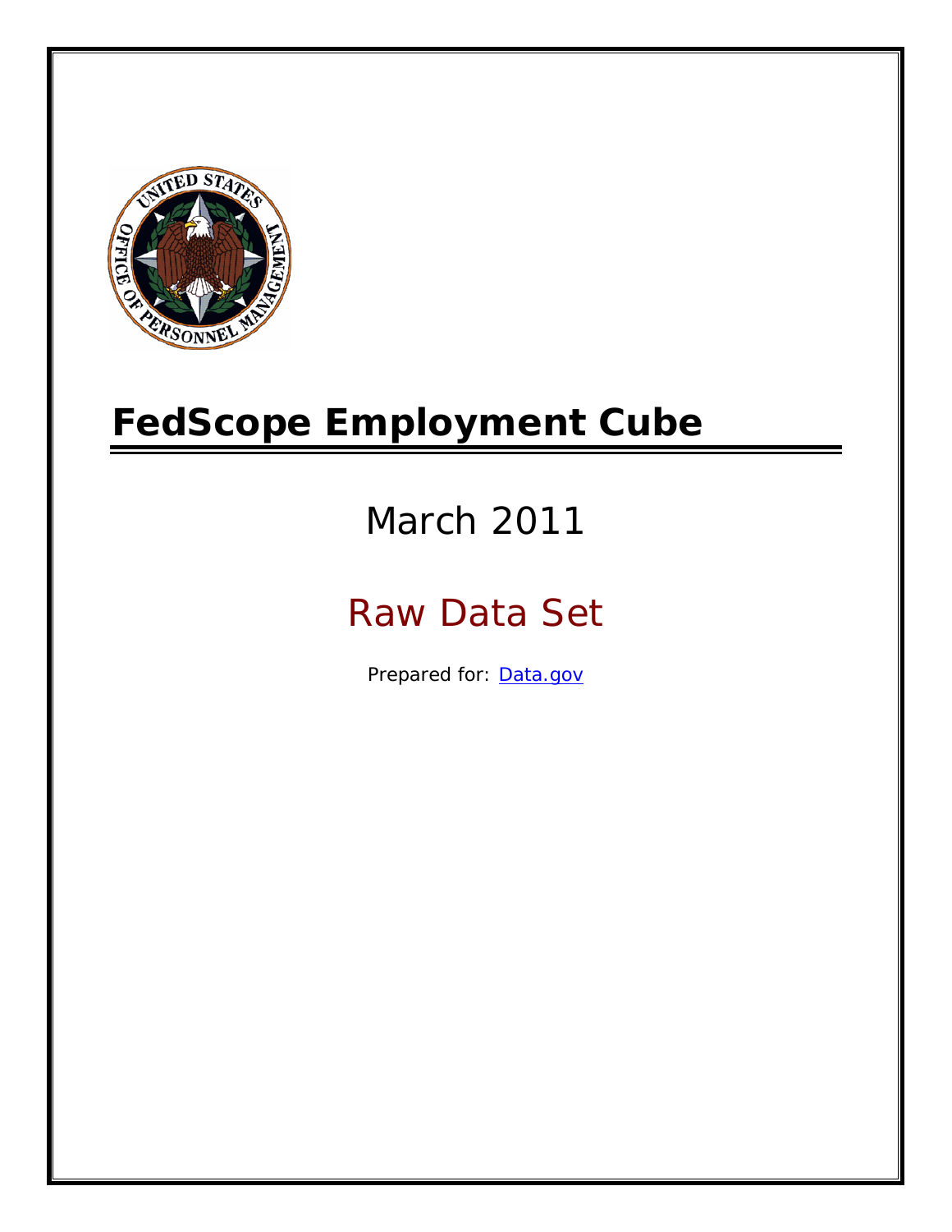# FedScope Employment Cube

March 2011

Raw Data Set

Prepared for: [Data.gov](Data.gov)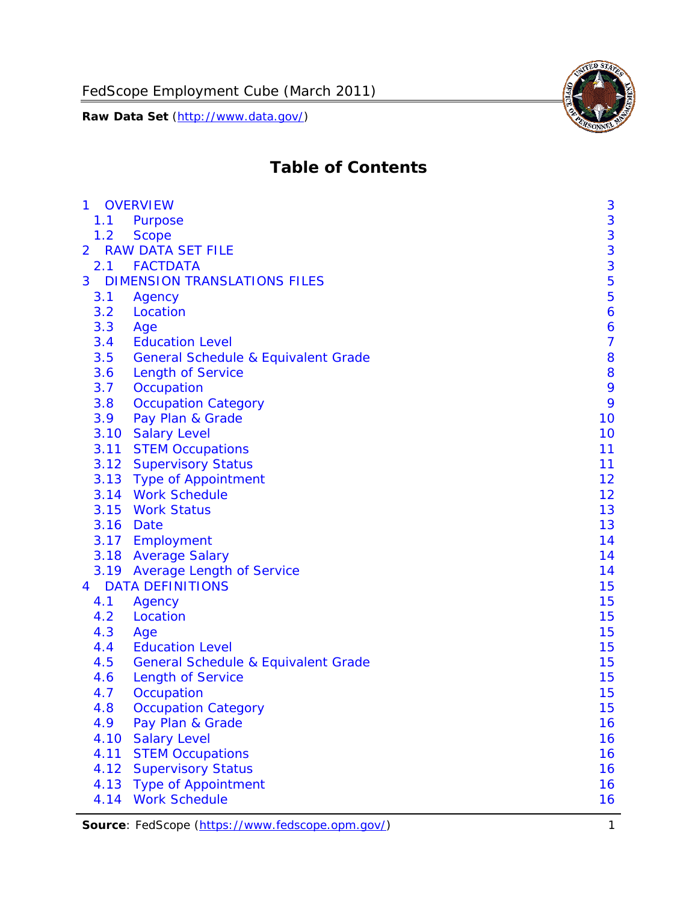FedScope Employment Cube (March 2011)

**Raw Data Set** (http://www.data.gov/)

# Table of Contents

- 1 OVERVIEW 3
  - 1.1 Purpose 3
  - 1.2 Scope 3
- 2 RAW DATA SET FILE 3
  - 2.1 FACTDATA 3
- 3 DIMENSION TRANSLATIONS FILES 5
  - 3.1 Agency 5
  - 3.2 Location 6
  - 3.3 Age 6
  - 3.4 Education Level 7
  - 3.5 General Schedule & Equivalent Grade 8
  - 3.6 Length of Service 8
  - 3.7 Occupation 9
  - 3.8 Occupation Category 9
  - 3.9 Pay Plan & Grade 10
  - 3.10 Salary Level 10
  - 3.11 STEM Occupations 11
  - 3.12 Supervisory Status 11
  - 3.13 Type of Appointment 12
  - 3.14 Work Schedule 12
  - 3.15 Work Status 13
  - 3.16 Date 13
  - 3.17 Employment 14
  - 3.18 Average Salary 14
  - 3.19 Average Length of Service 14
- 4 DATA DEFINITIONS 15
  - 4.1 Agency 15
  - 4.2 Location 15
  - 4.3 Age 15
  - 4.4 Education Level 15
  - 4.5 General Schedule & Equivalent Grade 15
  - 4.6 Length of Service 15
  - 4.7 Occupation 15
  - 4.8 Occupation Category 15
  - 4.9 Pay Plan & Grade 16
  - 4.10 Salary Level 16
  - 4.11 STEM Occupations 16
  - 4.12 Supervisory Status 16
  - 4.13 Type of Appointment 16
  - 4.14 Work Schedule 16

**Source**: FedScope (https://www.fedscope.opm.gov/)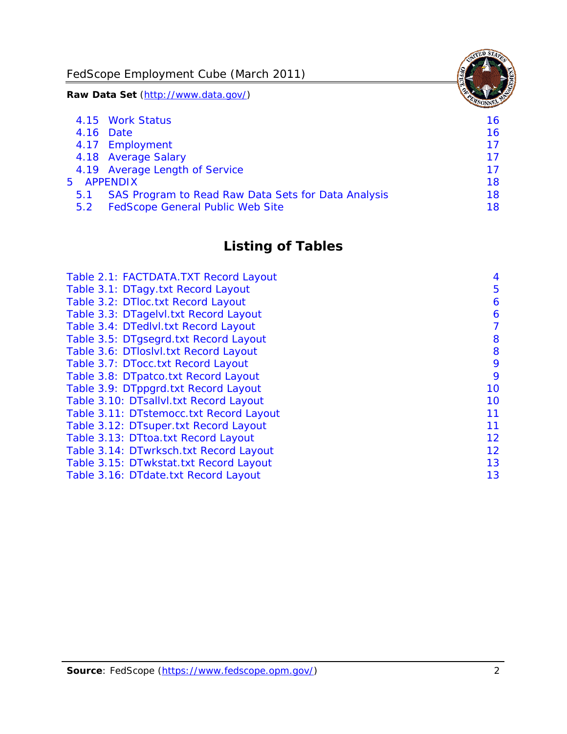4.15 Work Status 16
4.16 Date 16
4.17 Employment 17
4.18 Average Salary 17
4.19 Average Length of Service 17
5 APPENDIX 18
5.1 SAS Program to Read Raw Data Sets for Data Analysis 18
5.2 FedScope General Public Web Site 18

## Listing of Tables

Table 2.1: FACTDATA.TXT Record Layout 4
Table 3.1: DTagy.txt Record Layout 5
Table 3.2: DTloc.txt Record Layout 6
Table 3.3: DTagelvl.txt Record Layout 6
Table 3.4: DTedlvl.txt Record Layout 7
Table 3.5: DTgsegrd.txt Record Layout 8
Table 3.6: DTloslvl.txt Record Layout 8
Table 3.7: DTocc.txt Record Layout 9
Table 3.8: DTpatco.txt Record Layout 9
Table 3.9: DTppgrd.txt Record Layout 10
Table 3.10: DTsallvl.txt Record Layout 10
Table 3.11: DTstemocc.txt Record Layout 11
Table 3.12: DTsuper.txt Record Layout 11
Table 3.13: DTtoa.txt Record Layout 12
Table 3.14: DTwrksch.txt Record Layout 12
Table 3.15: DTwkstat.txt Record Layout 13
Table 3.16: DTdate.txt Record Layout 13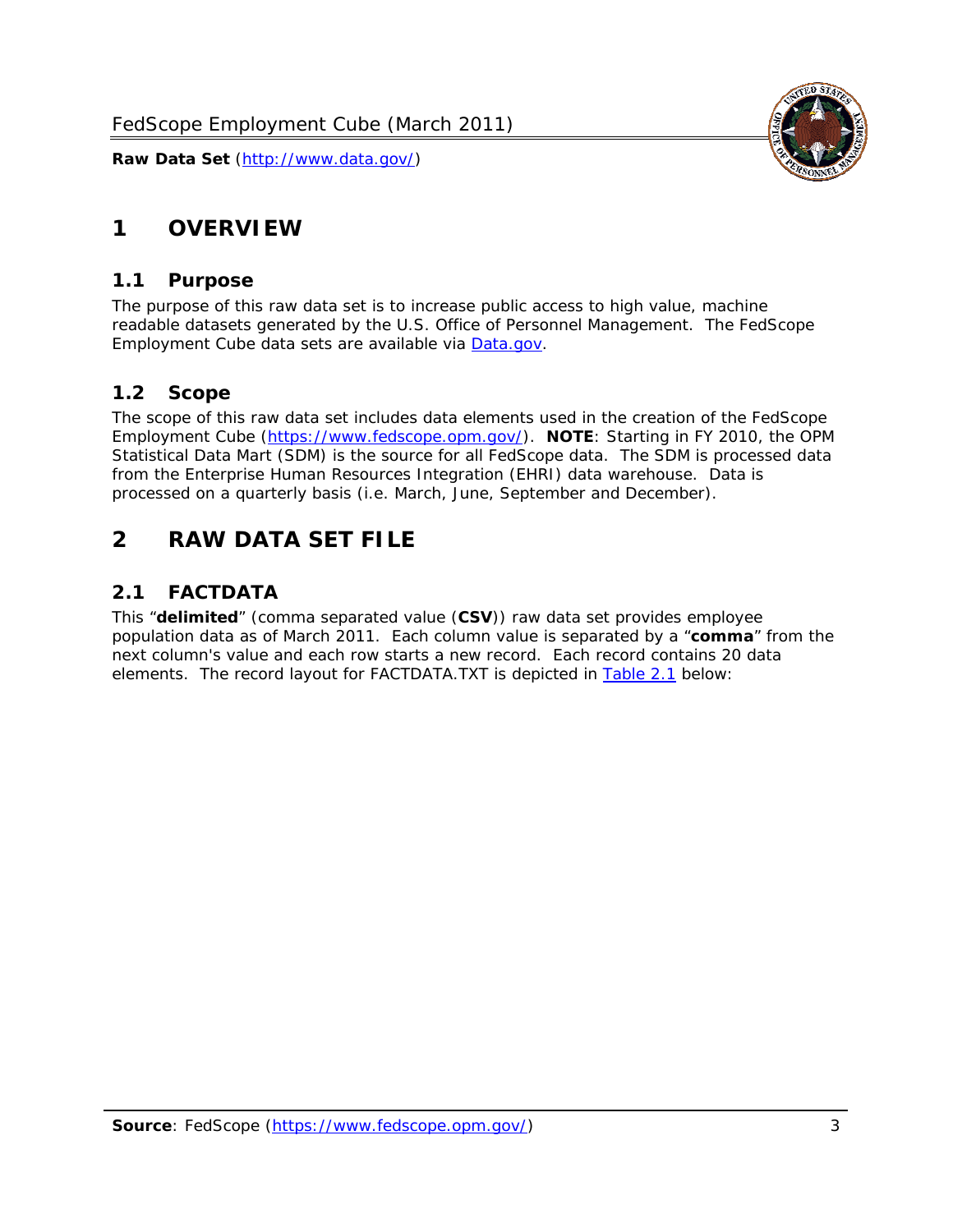# 1 OVERVIEW

## 1.1 Purpose

The purpose of this raw data set is to increase public access to high value, machine readable datasets generated by the U.S. Office of Personnel Management. The FedScope Employment Cube data sets are available via Data.gov.

## 1.2 Scope

The scope of this raw data set includes data elements used in the creation of the FedScope Employment Cube (https://www.fedscope.opm.gov/). **NOTE**: Starting in FY 2010, the OPM Statistical Data Mart (SDM) is the source for all FedScope data. The SDM is processed data from the Enterprise Human Resources Integration (EHRI) data warehouse. Data is processed on a quarterly basis (i.e. March, June, September and December).

# 2 RAW DATA SET FILE

## 2.1 FACTDATA

This "**delimited**" (comma separated value (**CSV**)) raw data set provides employee population data as of March 2011. Each column value is separated by a "**comma**" from the next column's value and each row starts a new record. Each record contains 20 data elements. The record layout for FACTDATA.TXT is depicted in Table 2.1 below: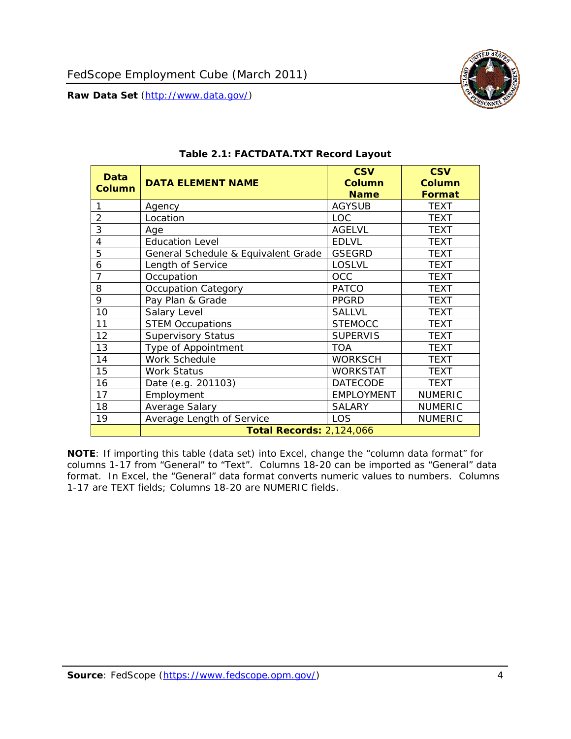**Table 2.1: FACTDATA.TXT Record Layout**

| Data Column | DATA ELEMENT NAME | CSV Column Name | CSV Column Format |
|---|---|---|---|
| 1 | Agency | AGYSUB | TEXT |
| 2 | Location | LOC | TEXT |
| 3 | Age | AGELVL | TEXT |
| 4 | Education Level | EDLVL | TEXT |
| 5 | General Schedule & Equivalent Grade | GSEGRD | TEXT |
| 6 | Length of Service | LOSLVL | TEXT |
| 7 | Occupation | OCC | TEXT |
| 8 | Occupation Category | PATCO | TEXT |
| 9 | Pay Plan & Grade | PPGRD | TEXT |
| 10 | Salary Level | SALLVL | TEXT |
| 11 | STEM Occupations | STEMOCC | TEXT |
| 12 | Supervisory Status | SUPERVIS | TEXT |
| 13 | Type of Appointment | TOA | TEXT |
| 14 | Work Schedule | WORKSCH | TEXT |
| 15 | Work Status | WORKSTAT | TEXT |
| 16 | Date (e.g. 201103) | DATECODE | TEXT |
| 17 | Employment | EMPLOYMENT | NUMERIC |
| 18 | Average Salary | SALARY | NUMERIC |
| 19 | Average Length of Service | LOS | NUMERIC |
| | **Total Records:** 2,124,066 | | |

**NOTE**: If importing this table (data set) into Excel, change the "column data format" for columns 1-17 from "General" to "Text". Columns 18-20 can be imported as "General" data format. In Excel, the "General" data format converts numeric values to numbers. Columns 1-17 are TEXT fields; Columns 18-20 are NUMERIC fields.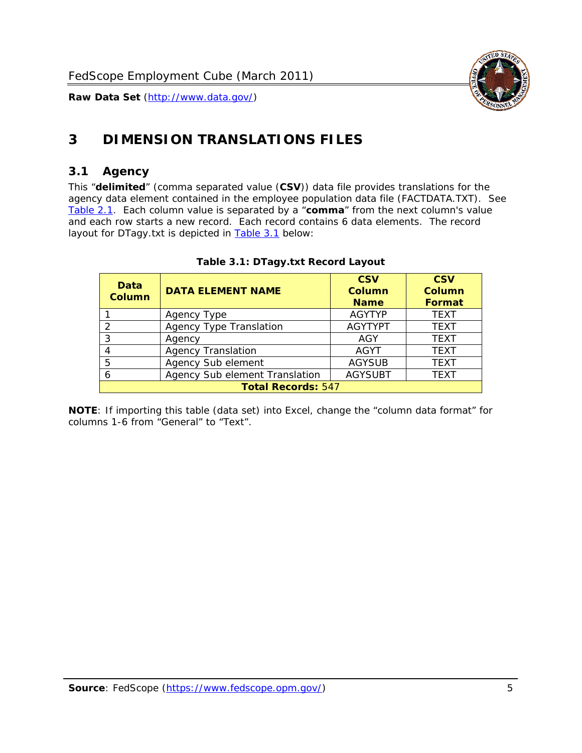# 3 DIMENSION TRANSLATIONS FILES

## 3.1 Agency

This "**delimited**" (comma separated value (**CSV**)) data file provides translations for the agency data element contained in the employee population data file (FACTDATA.TXT). See Table 2.1. Each column value is separated by a "**comma**" from the next column's value and each row starts a new record. Each record contains 6 data elements. The record layout for DTagy.txt is depicted in Table 3.1 below:

**Table 3.1: DTagy.txt Record Layout**

| Data Column | DATA ELEMENT NAME | CSV Column Name | CSV Column Format |
|---|---|---|---|
| 1 | Agency Type | AGYTYP | TEXT |
| 2 | Agency Type Translation | AGYTYPT | TEXT |
| 3 | Agency | AGY | TEXT |
| 4 | Agency Translation | AGYT | TEXT |
| 5 | Agency Sub element | AGYSUB | TEXT |
| 6 | Agency Sub element Translation | AGYSUBT | TEXT |
| **Total Records:** 547 | | | |

**NOTE**: If importing this table (data set) into Excel, change the "column data format" for columns 1-6 from "General" to "Text".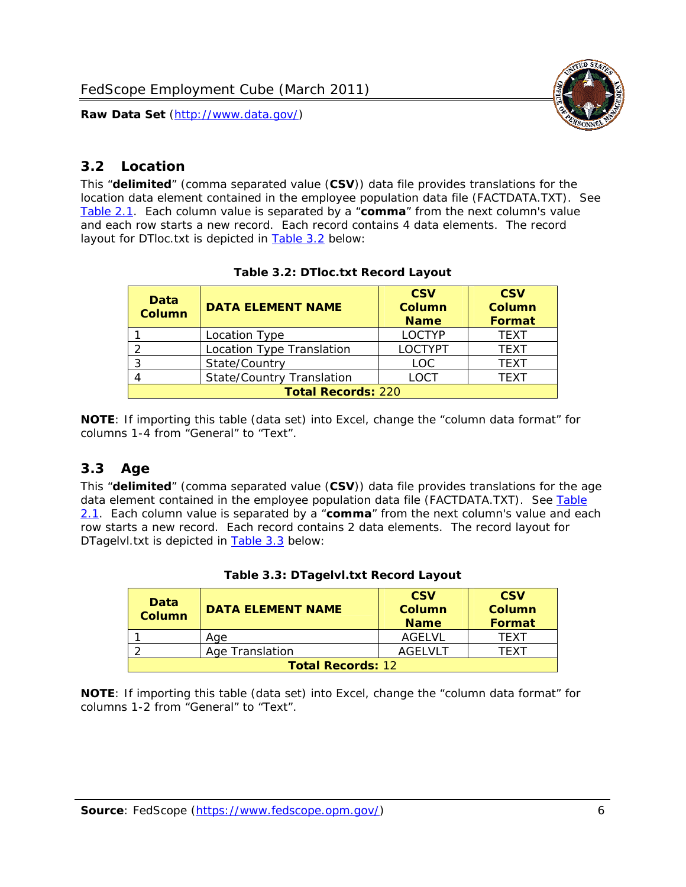## 3.2 Location

This "**delimited**" (comma separated value (**CSV**)) data file provides translations for the location data element contained in the employee population data file (FACTDATA.TXT). See Table 2.1. Each column value is separated by a "**comma**" from the next column's value and each row starts a new record. Each record contains 4 data elements. The record layout for DTloc.txt is depicted in Table 3.2 below:

**Table 3.2: DTloc.txt Record Layout**

| Data Column | DATA ELEMENT NAME | CSV Column Name | CSV Column Format |
|---|---|---|---|
| 1 | Location Type | LOCTYP | TEXT |
| 2 | Location Type Translation | LOCTYPT | TEXT |
| 3 | State/Country | LOC | TEXT |
| 4 | State/Country Translation | LOCT | TEXT |
| **Total Records:** 220 | | | |

**NOTE**: If importing this table (data set) into Excel, change the "column data format" for columns 1-4 from "General" to "Text".

## 3.3 Age

This "**delimited**" (comma separated value (**CSV**)) data file provides translations for the age data element contained in the employee population data file (FACTDATA.TXT). See Table 2.1. Each column value is separated by a "**comma**" from the next column's value and each row starts a new record. Each record contains 2 data elements. The record layout for DTagelvl.txt is depicted in Table 3.3 below:

**Table 3.3: DTagelvl.txt Record Layout**

| Data Column | DATA ELEMENT NAME | CSV Column Name | CSV Column Format |
|---|---|---|---|
| 1 | Age | AGELVL | TEXT |
| 2 | Age Translation | AGELVLT | TEXT |
| **Total Records:** 12 | | | |

**NOTE**: If importing this table (data set) into Excel, change the "column data format" for columns 1-2 from "General" to "Text".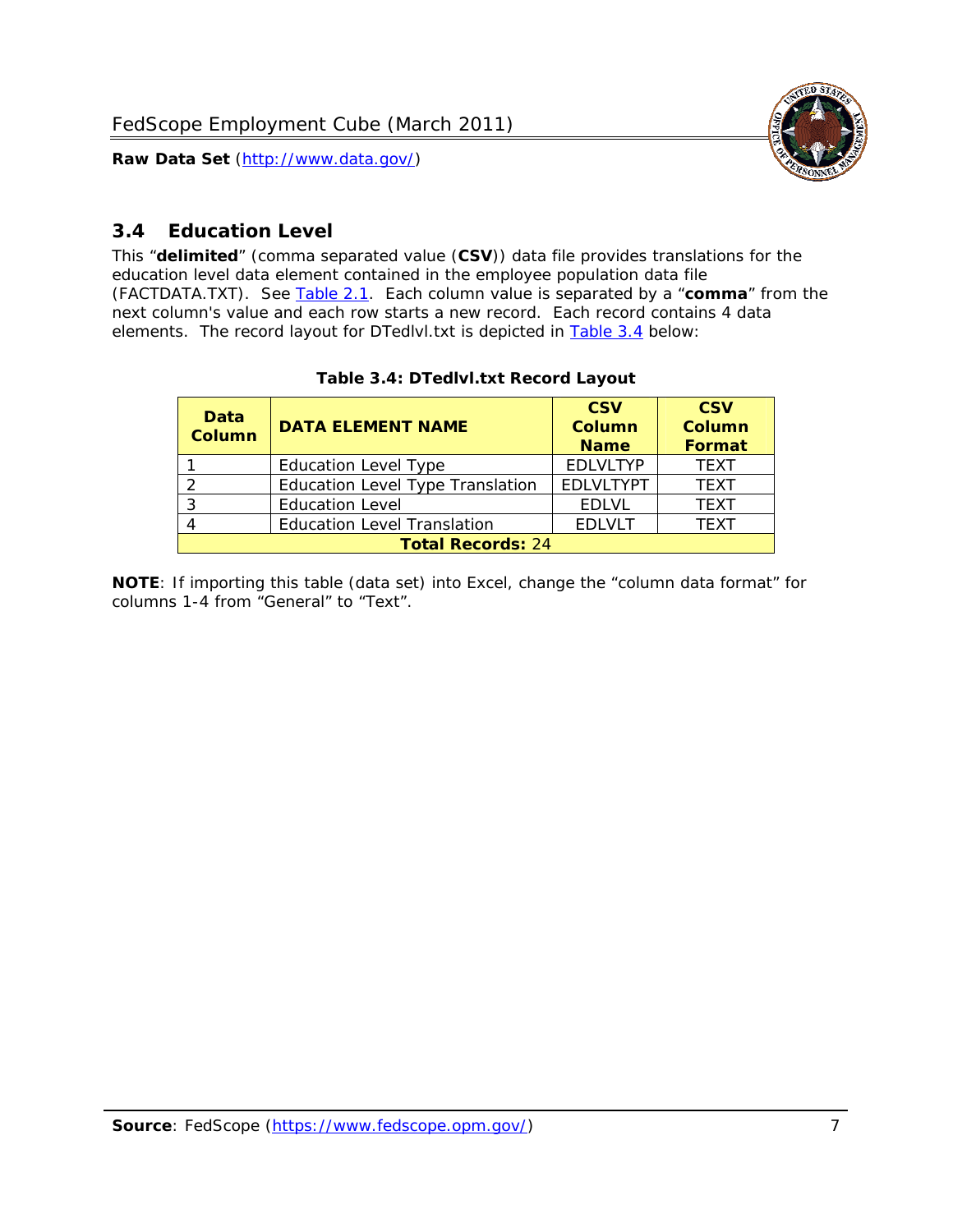## 3.4 Education Level

This "**delimited**" (comma separated value (**CSV**)) data file provides translations for the education level data element contained in the employee population data file (FACTDATA.TXT). See Table 2.1. Each column value is separated by a "**comma**" from the next column's value and each row starts a new record. Each record contains 4 data elements. The record layout for DTedlvl.txt is depicted in Table 3.4 below:

**Table 3.4: DTedlvl.txt Record Layout**

| Data Column | DATA ELEMENT NAME | CSV Column Name | CSV Column Format |
|---|---|---|---|
| 1 | Education Level Type | EDLVLTYP | TEXT |
| 2 | Education Level Type Translation | EDLVLTYPT | TEXT |
| 3 | Education Level | EDLVL | TEXT |
| 4 | Education Level Translation | EDLVLT | TEXT |
| **Total Records:** 24 | | | |

**NOTE**: If importing this table (data set) into Excel, change the "column data format" for columns 1-4 from "General" to "Text".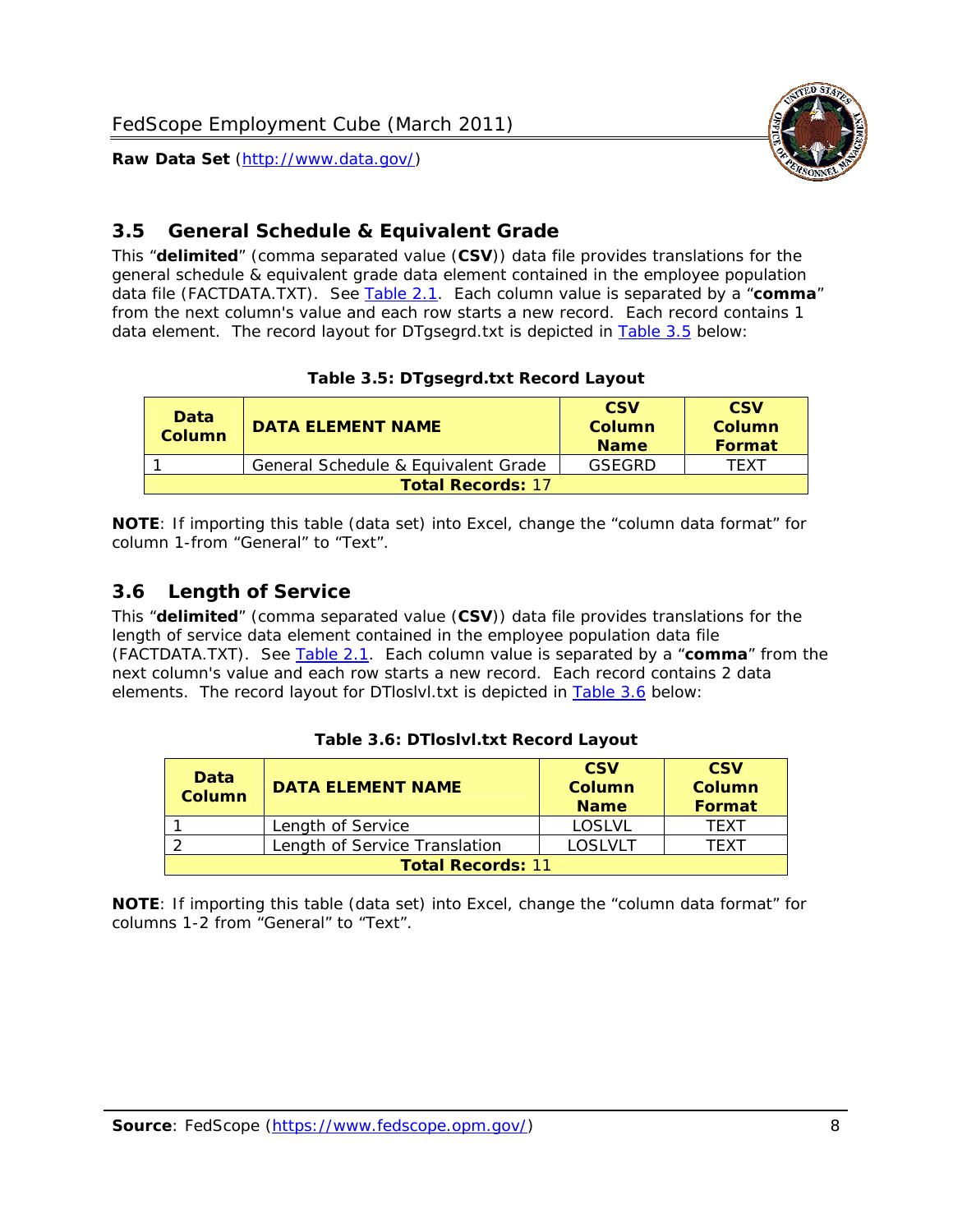## 3.5 General Schedule & Equivalent Grade

This "**delimited**" (comma separated value (**CSV**)) data file provides translations for the general schedule & equivalent grade data element contained in the employee population data file (FACTDATA.TXT). See Table 2.1. Each column value is separated by a "**comma**" from the next column's value and each row starts a new record. Each record contains 1 data element. The record layout for DTgsegrd.txt is depicted in Table 3.5 below:

**Table 3.5: DTgsegrd.txt Record Layout**

| Data Column | DATA ELEMENT NAME | CSV Column Name | CSV Column Format |
|---|---|---|---|
| 1 | General Schedule & Equivalent Grade | GSEGRD | TEXT |
| **Total Records:** 17 | | | |

**NOTE**: If importing this table (data set) into Excel, change the "column data format" for column 1-from "General" to "Text".

## 3.6 Length of Service

This "**delimited**" (comma separated value (**CSV**)) data file provides translations for the length of service data element contained in the employee population data file (FACTDATA.TXT). See Table 2.1. Each column value is separated by a "**comma**" from the next column's value and each row starts a new record. Each record contains 2 data elements. The record layout for DTloslvl.txt is depicted in Table 3.6 below:

**Table 3.6: DTloslvl.txt Record Layout**

| Data Column | DATA ELEMENT NAME | CSV Column Name | CSV Column Format |
|---|---|---|---|
| 1 | Length of Service | LOSLVL | TEXT |
| 2 | Length of Service Translation | LOSLVLT | TEXT |
| **Total Records:** 11 | | | |

**NOTE**: If importing this table (data set) into Excel, change the "column data format" for columns 1-2 from "General" to "Text".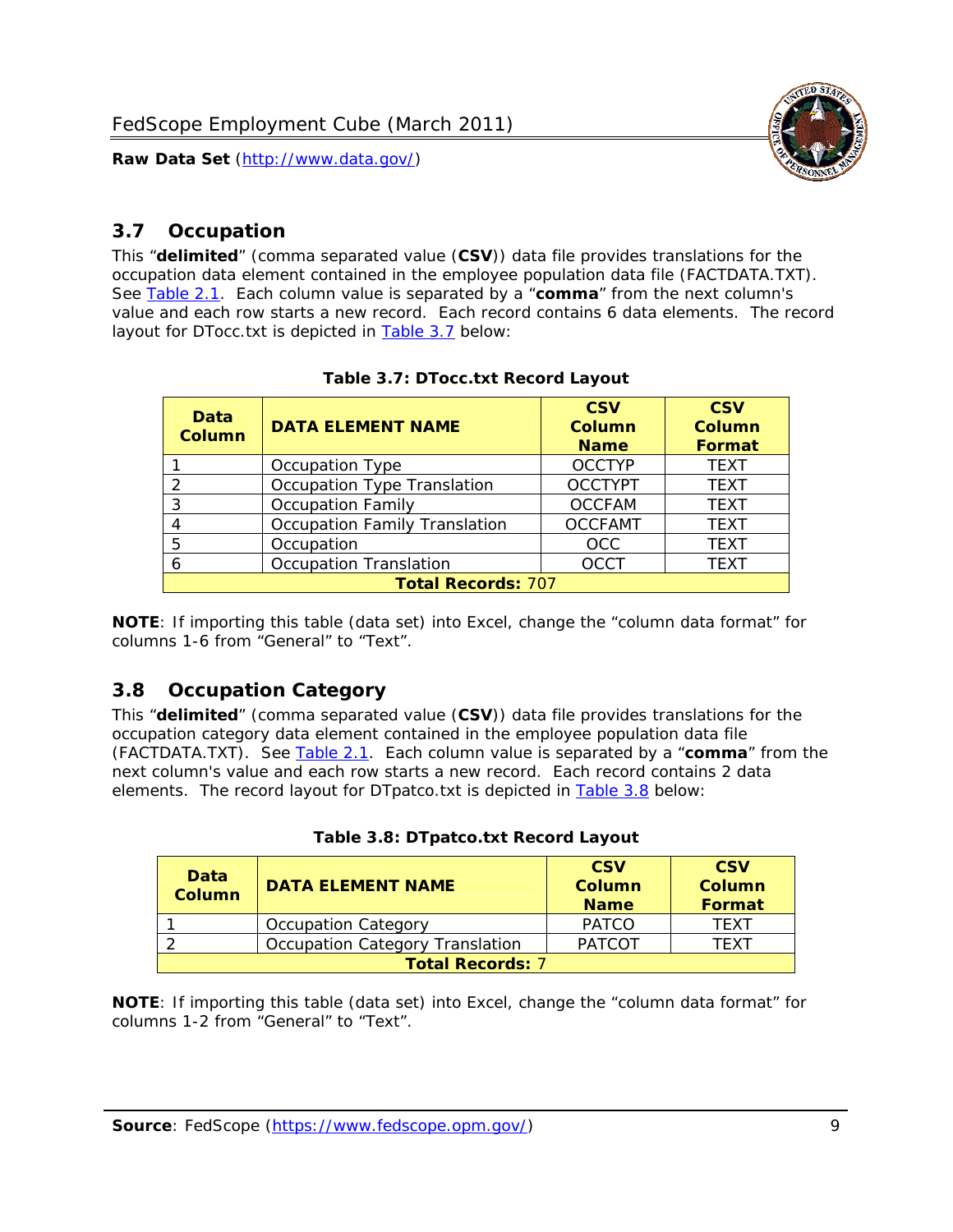## 3.7 Occupation

This "**delimited**" (comma separated value (**CSV**)) data file provides translations for the occupation data element contained in the employee population data file (FACTDATA.TXT). See Table 2.1. Each column value is separated by a "**comma**" from the next column's value and each row starts a new record. Each record contains 6 data elements. The record layout for DTocc.txt is depicted in Table 3.7 below:

**Table 3.7: DTocc.txt Record Layout**

| Data Column | DATA ELEMENT NAME | CSV Column Name | CSV Column Format |
|---|---|---|---|
| 1 | Occupation Type | OCCTYP | TEXT |
| 2 | Occupation Type Translation | OCCTYPT | TEXT |
| 3 | Occupation Family | OCCFAM | TEXT |
| 4 | Occupation Family Translation | OCCFAMT | TEXT |
| 5 | Occupation | OCC | TEXT |
| 6 | Occupation Translation | OCCT | TEXT |
| **Total Records:** 707 | | | |

**NOTE**: If importing this table (data set) into Excel, change the "column data format" for columns 1-6 from "General" to "Text".

## 3.8 Occupation Category

This "**delimited**" (comma separated value (**CSV**)) data file provides translations for the occupation category data element contained in the employee population data file (FACTDATA.TXT). See Table 2.1. Each column value is separated by a "**comma**" from the next column's value and each row starts a new record. Each record contains 2 data elements. The record layout for DTpatco.txt is depicted in Table 3.8 below:

**Table 3.8: DTpatco.txt Record Layout**

| Data Column | DATA ELEMENT NAME | CSV Column Name | CSV Column Format |
|---|---|---|---|
| 1 | Occupation Category | PATCO | TEXT |
| 2 | Occupation Category Translation | PATCOT | TEXT |
| **Total Records:** 7 | | | |

**NOTE**: If importing this table (data set) into Excel, change the "column data format" for columns 1-2 from "General" to "Text".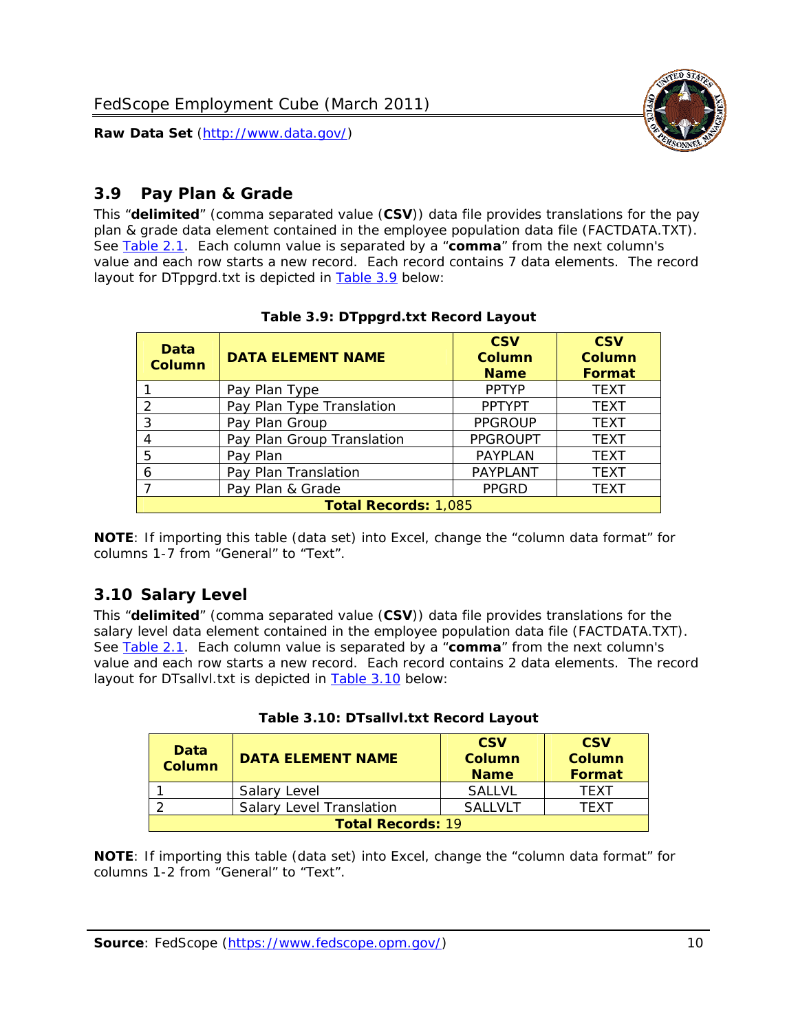## 3.9 Pay Plan & Grade

This "**delimited**" (comma separated value (**CSV**)) data file provides translations for the pay plan & grade data element contained in the employee population data file (FACTDATA.TXT). See Table 2.1. Each column value is separated by a "**comma**" from the next column's value and each row starts a new record. Each record contains 7 data elements. The record layout for DTppgrd.txt is depicted in Table 3.9 below:

**Table 3.9: DTppgrd.txt Record Layout**

| Data Column | DATA ELEMENT NAME | CSV Column Name | CSV Column Format |
|---|---|---|---|
| 1 | Pay Plan Type | PPTYP | TEXT |
| 2 | Pay Plan Type Translation | PPTYPT | TEXT |
| 3 | Pay Plan Group | PPGROUP | TEXT |
| 4 | Pay Plan Group Translation | PPGROUPT | TEXT |
| 5 | Pay Plan | PAYPLAN | TEXT |
| 6 | Pay Plan Translation | PAYPLANT | TEXT |
| 7 | Pay Plan & Grade | PPGRD | TEXT |
| **Total Records:** 1,085 | | | |

**NOTE**: If importing this table (data set) into Excel, change the "column data format" for columns 1-7 from "General" to "Text".

## 3.10 Salary Level

This "**delimited**" (comma separated value (**CSV**)) data file provides translations for the salary level data element contained in the employee population data file (FACTDATA.TXT). See Table 2.1. Each column value is separated by a "**comma**" from the next column's value and each row starts a new record. Each record contains 2 data elements. The record layout for DTsallvl.txt is depicted in Table 3.10 below:

**Table 3.10: DTsallvl.txt Record Layout**

| Data Column | DATA ELEMENT NAME | CSV Column Name | CSV Column Format |
|---|---|---|---|
| 1 | Salary Level | SALLVL | TEXT |
| 2 | Salary Level Translation | SALLVLT | TEXT |
| **Total Records:** 19 | | | |

**NOTE**: If importing this table (data set) into Excel, change the "column data format" for columns 1-2 from "General" to "Text".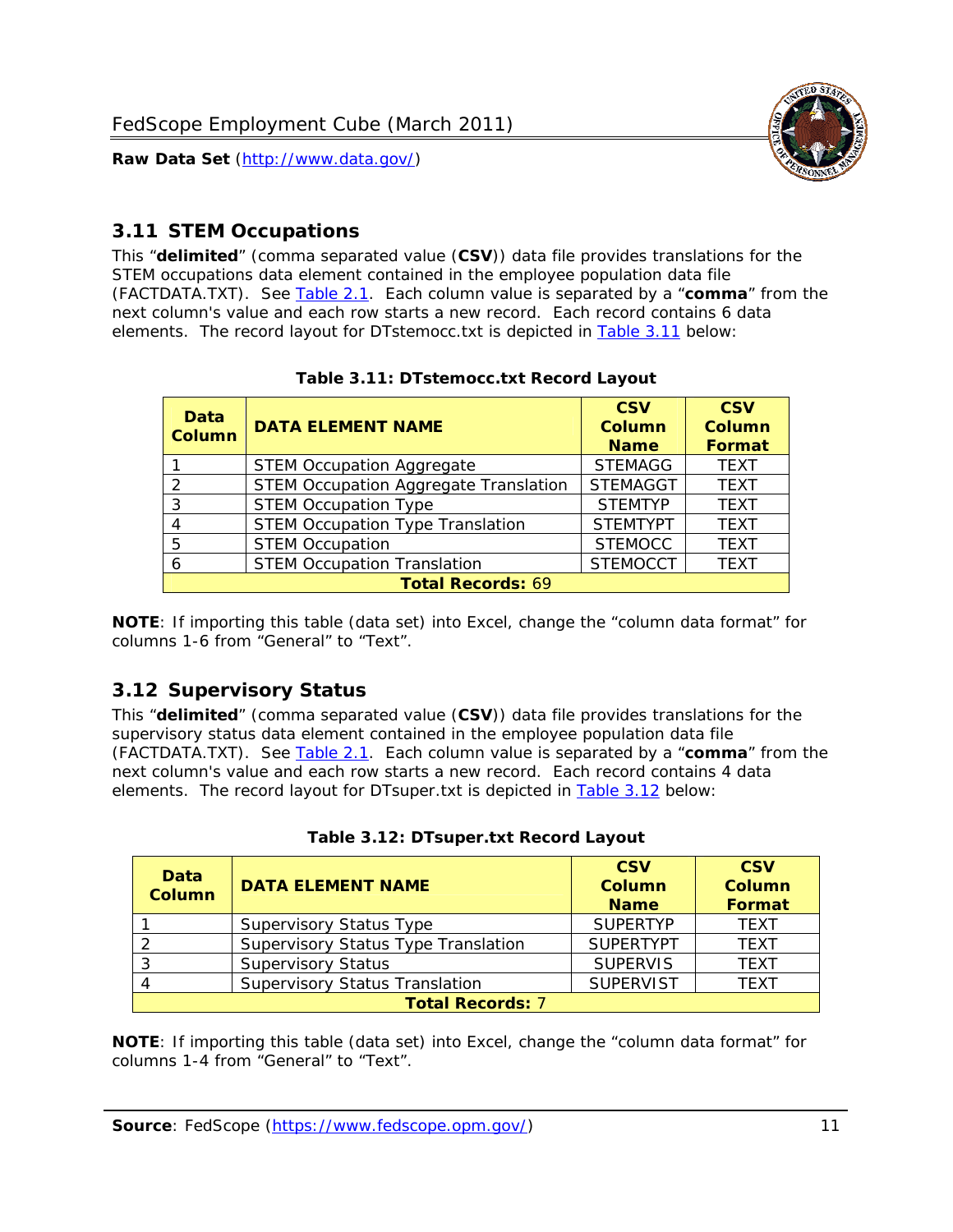## 3.11 STEM Occupations

This "**delimited**" (comma separated value (**CSV**)) data file provides translations for the STEM occupations data element contained in the employee population data file (FACTDATA.TXT). See Table 2.1. Each column value is separated by a "**comma**" from the next column's value and each row starts a new record. Each record contains 6 data elements. The record layout for DTstemocc.txt is depicted in Table 3.11 below:

**Table 3.11: DTstemocc.txt Record Layout**

| Data Column | DATA ELEMENT NAME | CSV Column Name | CSV Column Format |
|---|---|---|---|
| 1 | STEM Occupation Aggregate | STEMAGG | TEXT |
| 2 | STEM Occupation Aggregate Translation | STEMAGGT | TEXT |
| 3 | STEM Occupation Type | STEMTYP | TEXT |
| 4 | STEM Occupation Type Translation | STEMTYPT | TEXT |
| 5 | STEM Occupation | STEMOCC | TEXT |
| 6 | STEM Occupation Translation | STEMOCCT | TEXT |
| **Total Records:** 69 | | | |

**NOTE**: If importing this table (data set) into Excel, change the "column data format" for columns 1-6 from "General" to "Text".

## 3.12 Supervisory Status

This "**delimited**" (comma separated value (**CSV**)) data file provides translations for the supervisory status data element contained in the employee population data file (FACTDATA.TXT). See Table 2.1. Each column value is separated by a "**comma**" from the next column's value and each row starts a new record. Each record contains 4 data elements. The record layout for DTsuper.txt is depicted in Table 3.12 below:

**Table 3.12: DTsuper.txt Record Layout**

| Data Column | DATA ELEMENT NAME | CSV Column Name | CSV Column Format |
|---|---|---|---|
| 1 | Supervisory Status Type | SUPERTYP | TEXT |
| 2 | Supervisory Status Type Translation | SUPERTYPT | TEXT |
| 3 | Supervisory Status | SUPERVIS | TEXT |
| 4 | Supervisory Status Translation | SUPERVIST | TEXT |
| **Total Records:** 7 | | | |

**NOTE**: If importing this table (data set) into Excel, change the "column data format" for columns 1-4 from "General" to "Text".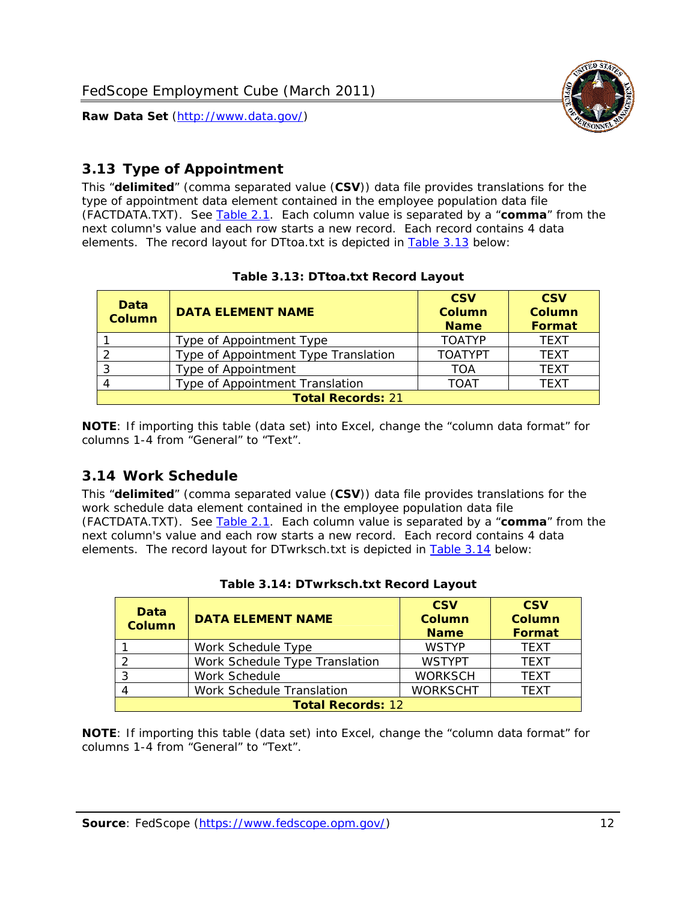## 3.13 Type of Appointment

This "**delimited**" (comma separated value (**CSV**)) data file provides translations for the type of appointment data element contained in the employee population data file (FACTDATA.TXT). See Table 2.1. Each column value is separated by a "**comma**" from the next column's value and each row starts a new record. Each record contains 4 data elements. The record layout for DTtoa.txt is depicted in Table 3.13 below:

**Table 3.13: DTtoa.txt Record Layout**

| Data Column | DATA ELEMENT NAME | CSV Column Name | CSV Column Format |
|---|---|---|---|
| 1 | Type of Appointment Type | TOATYP | TEXT |
| 2 | Type of Appointment Type Translation | TOATYPT | TEXT |
| 3 | Type of Appointment | TOA | TEXT |
| 4 | Type of Appointment Translation | TOAT | TEXT |
| **Total Records:** 21 | | | |

**NOTE**: If importing this table (data set) into Excel, change the "column data format" for columns 1-4 from "General" to "Text".

## 3.14 Work Schedule

This "**delimited**" (comma separated value (**CSV**)) data file provides translations for the work schedule data element contained in the employee population data file (FACTDATA.TXT). See Table 2.1. Each column value is separated by a "**comma**" from the next column's value and each row starts a new record. Each record contains 4 data elements. The record layout for DTwrksch.txt is depicted in Table 3.14 below:

**Table 3.14: DTwrksch.txt Record Layout**

| Data Column | DATA ELEMENT NAME | CSV Column Name | CSV Column Format |
|---|---|---|---|
| 1 | Work Schedule Type | WSTYP | TEXT |
| 2 | Work Schedule Type Translation | WSTYPT | TEXT |
| 3 | Work Schedule | WORKSCH | TEXT |
| 4 | Work Schedule Translation | WORKSCHT | TEXT |
| **Total Records:** 12 | | | |

**NOTE**: If importing this table (data set) into Excel, change the "column data format" for columns 1-4 from "General" to "Text".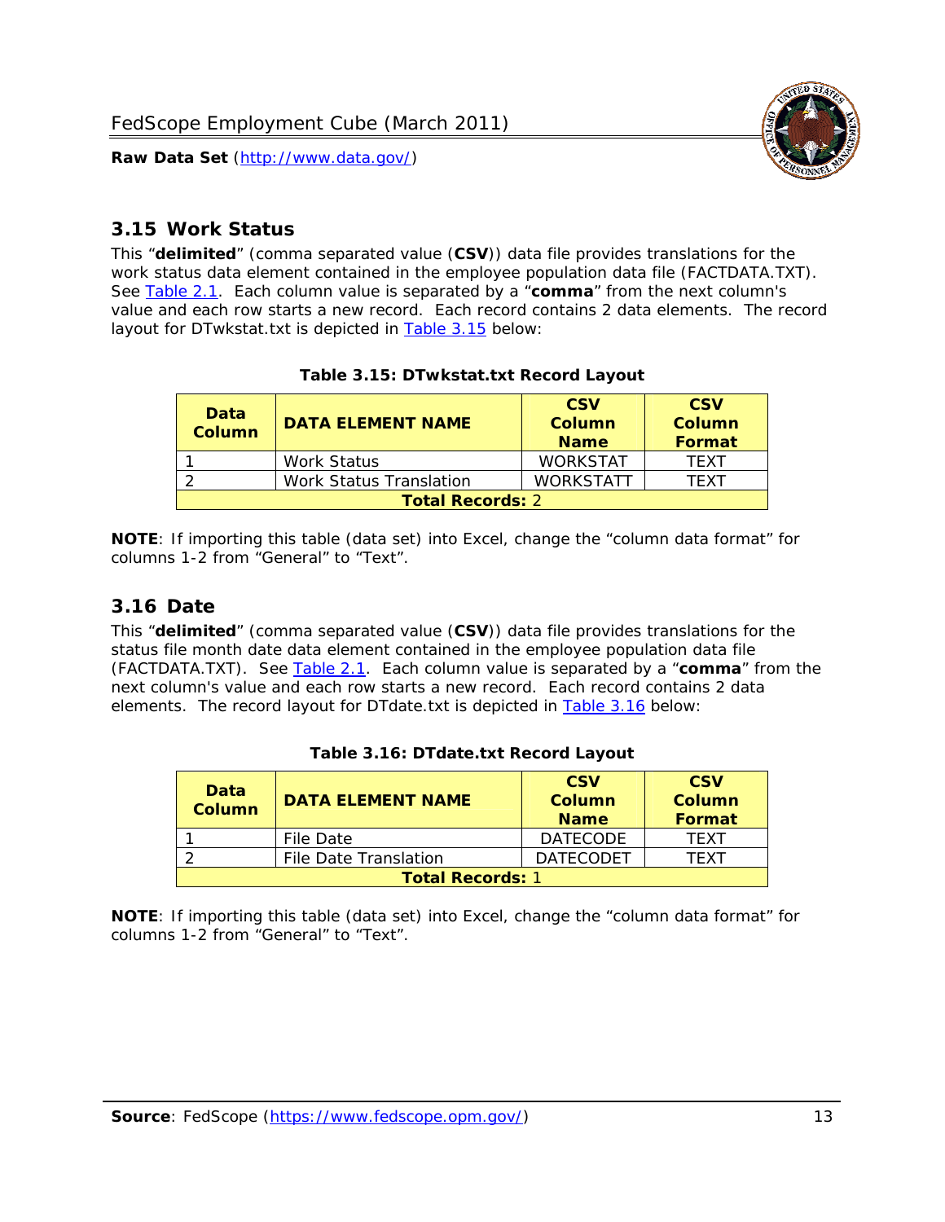## 3.15 Work Status

This “**delimited**” (comma separated value (**CSV**)) data file provides translations for the work status data element contained in the employee population data file (FACTDATA.TXT). See Table 2.1. Each column value is separated by a “**comma**” from the next column's value and each row starts a new record. Each record contains 2 data elements. The record layout for DTwkstat.txt is depicted in Table 3.15 below:

**Table 3.15: DTwkstat.txt Record Layout**

| Data Column | DATA ELEMENT NAME | CSV Column Name | CSV Column Format |
|---|---|---|---|
| 1 | Work Status | WORKSTAT | TEXT |
| 2 | Work Status Translation | WORKSTATT | TEXT |
| **Total Records:** 2 | | | |

**NOTE**: If importing this table (data set) into Excel, change the “column data format” for columns 1-2 from “General” to “Text”.

## 3.16 Date

This “**delimited**” (comma separated value (**CSV**)) data file provides translations for the status file month date data element contained in the employee population data file (FACTDATA.TXT). See Table 2.1. Each column value is separated by a “**comma**” from the next column's value and each row starts a new record. Each record contains 2 data elements. The record layout for DTdate.txt is depicted in Table 3.16 below:

**Table 3.16: DTdate.txt Record Layout**

| Data Column | DATA ELEMENT NAME | CSV Column Name | CSV Column Format |
|---|---|---|---|
| 1 | File Date | DATECODE | TEXT |
| 2 | File Date Translation | DATECODET | TEXT |
| **Total Records:** 1 | | | |

**NOTE**: If importing this table (data set) into Excel, change the “column data format” for columns 1-2 from “General” to “Text”.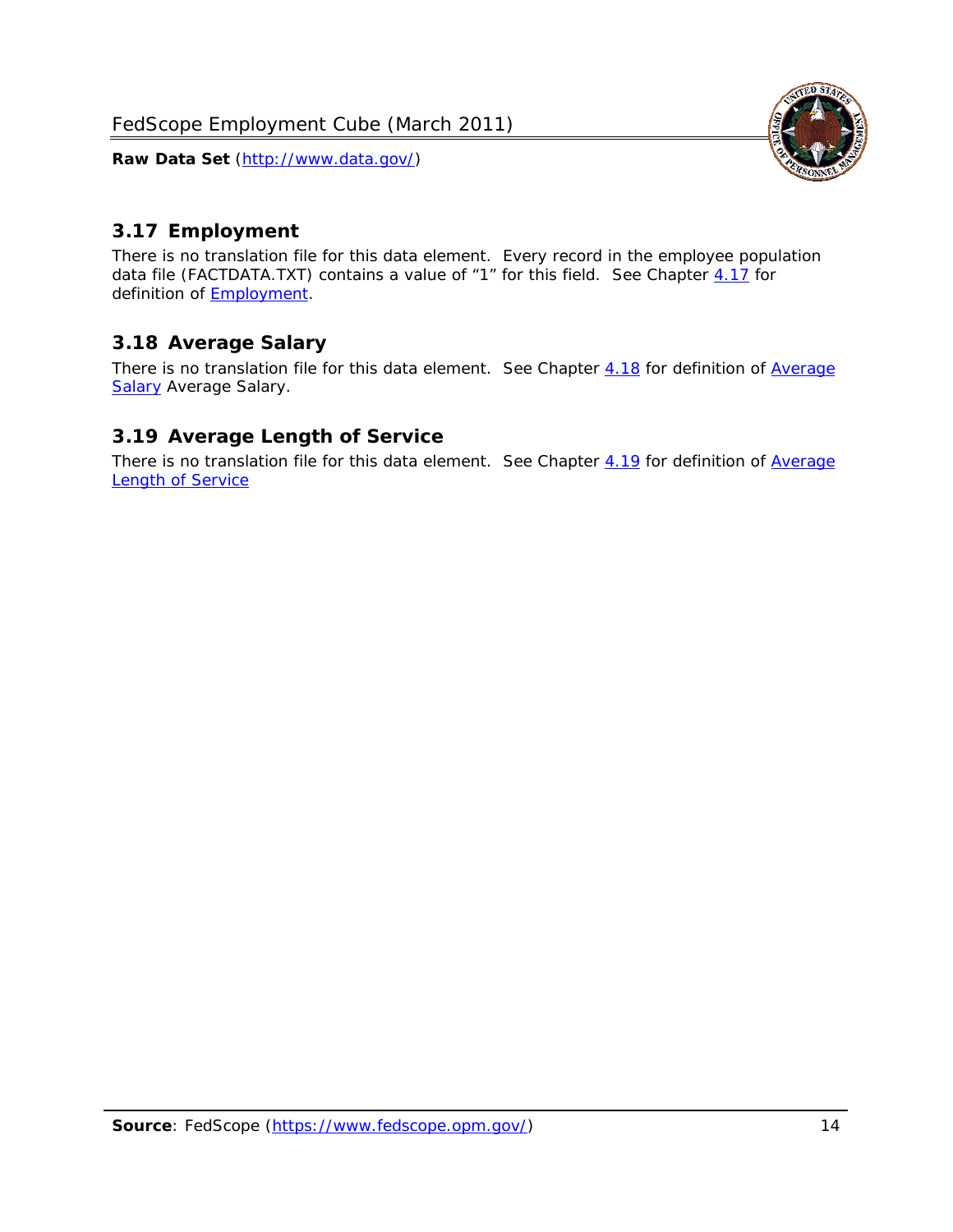## 3.17 Employment

There is no translation file for this data element. Every record in the employee population data file (FACTDATA.TXT) contains a value of "1" for this field. See Chapter 4.17 for definition of Employment.

## 3.18 Average Salary

There is no translation file for this data element. See Chapter 4.18 for definition of Average Salary Average Salary.

## 3.19 Average Length of Service

There is no translation file for this data element. See Chapter 4.19 for definition of Average Length of Service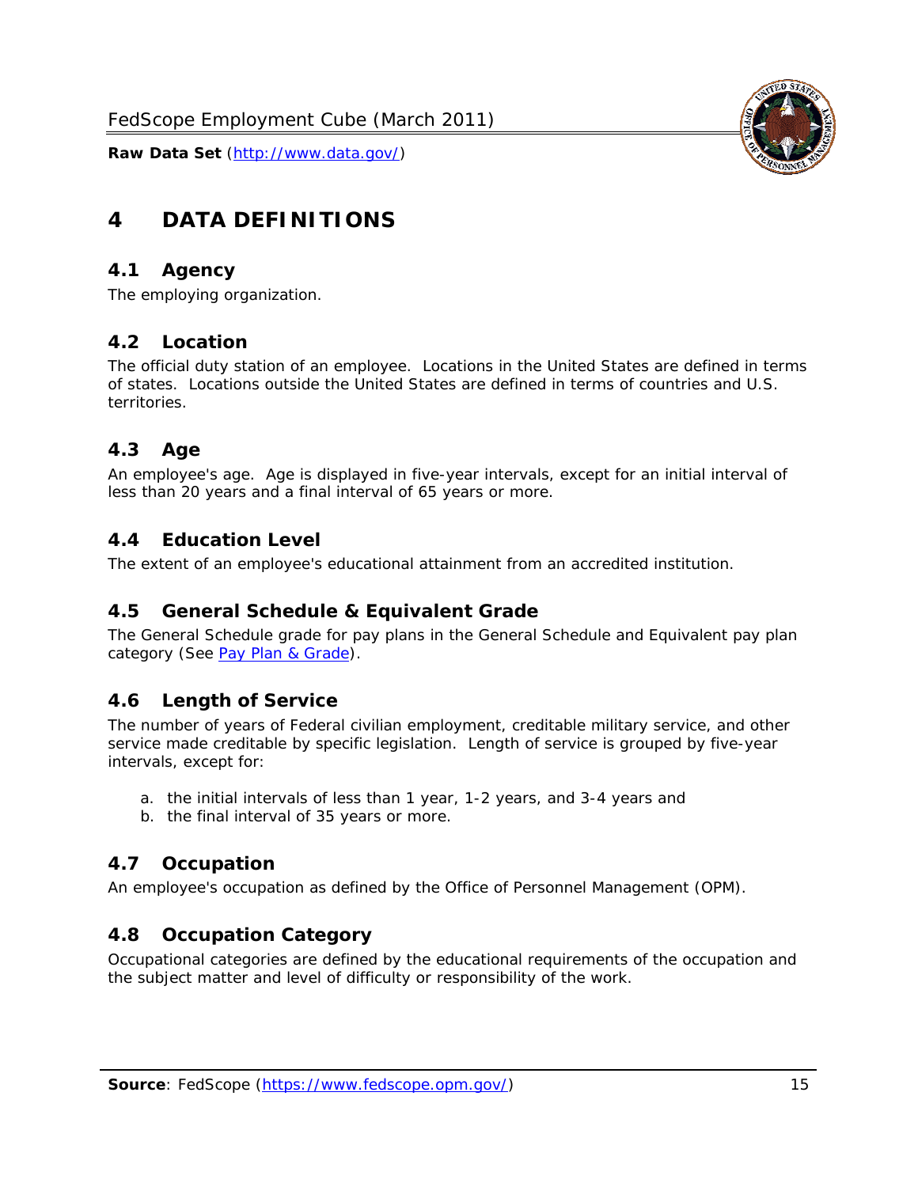# 4 DATA DEFINITIONS

## 4.1 Agency

The employing organization.

## 4.2 Location

The official duty station of an employee. Locations in the United States are defined in terms of states. Locations outside the United States are defined in terms of countries and U.S. territories.

## 4.3 Age

An employee's age. Age is displayed in five-year intervals, except for an initial interval of less than 20 years and a final interval of 65 years or more.

## 4.4 Education Level

The extent of an employee's educational attainment from an accredited institution.

## 4.5 General Schedule & Equivalent Grade

The General Schedule grade for pay plans in the General Schedule and Equivalent pay plan category (See [Pay Plan & Grade](#)).

## 4.6 Length of Service

The number of years of Federal civilian employment, creditable military service, and other service made creditable by specific legislation. Length of service is grouped by five-year intervals, except for:

a. the initial intervals of less than 1 year, 1-2 years, and 3-4 years and
b. the final interval of 35 years or more.

## 4.7 Occupation

An employee's occupation as defined by the Office of Personnel Management (OPM).

## 4.8 Occupation Category

Occupational categories are defined by the educational requirements of the occupation and the subject matter and level of difficulty or responsibility of the work.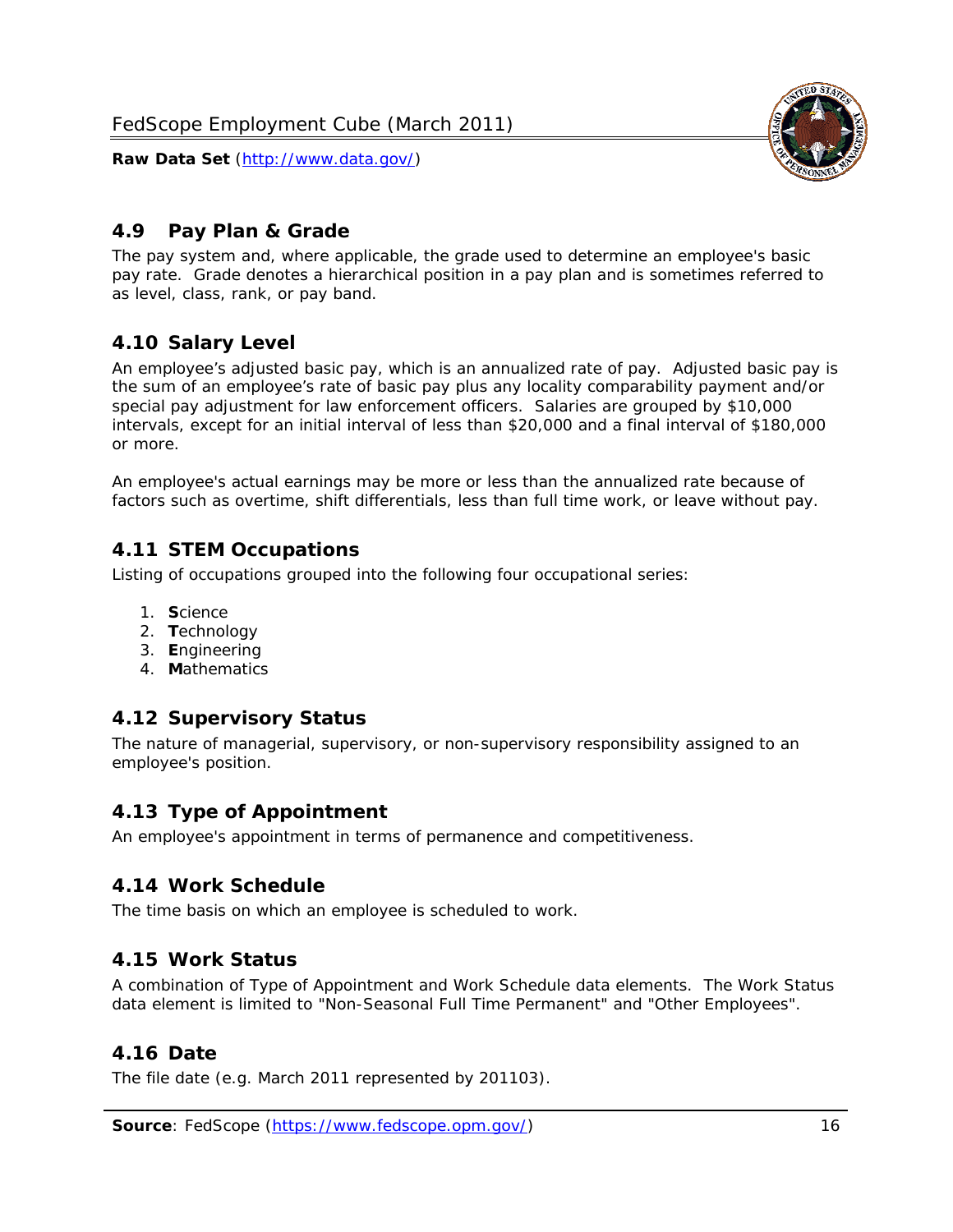## 4.9 Pay Plan & Grade

The pay system and, where applicable, the grade used to determine an employee's basic pay rate. Grade denotes a hierarchical position in a pay plan and is sometimes referred to as level, class, rank, or pay band.

## 4.10 Salary Level

An employee's adjusted basic pay, which is an annualized rate of pay. Adjusted basic pay is the sum of an employee's rate of basic pay plus any locality comparability payment and/or special pay adjustment for law enforcement officers. Salaries are grouped by $10,000 intervals, except for an initial interval of less than $20,000 and a final interval of $180,000 or more.

An employee's actual earnings may be more or less than the annualized rate because of factors such as overtime, shift differentials, less than full time work, or leave without pay.

## 4.11 STEM Occupations

Listing of occupations grouped into the following four occupational series:

1. **S**cience
2. **T**echnology
3. **E**ngineering
4. **M**athematics

## 4.12 Supervisory Status

The nature of managerial, supervisory, or non-supervisory responsibility assigned to an employee's position.

## 4.13 Type of Appointment

An employee's appointment in terms of permanence and competitiveness.

## 4.14 Work Schedule

The time basis on which an employee is scheduled to work.

## 4.15 Work Status

A combination of Type of Appointment and Work Schedule data elements. The Work Status data element is limited to "Non-Seasonal Full Time Permanent" and "Other Employees".

## 4.16 Date

The file date (e.g. March 2011 represented by 201103).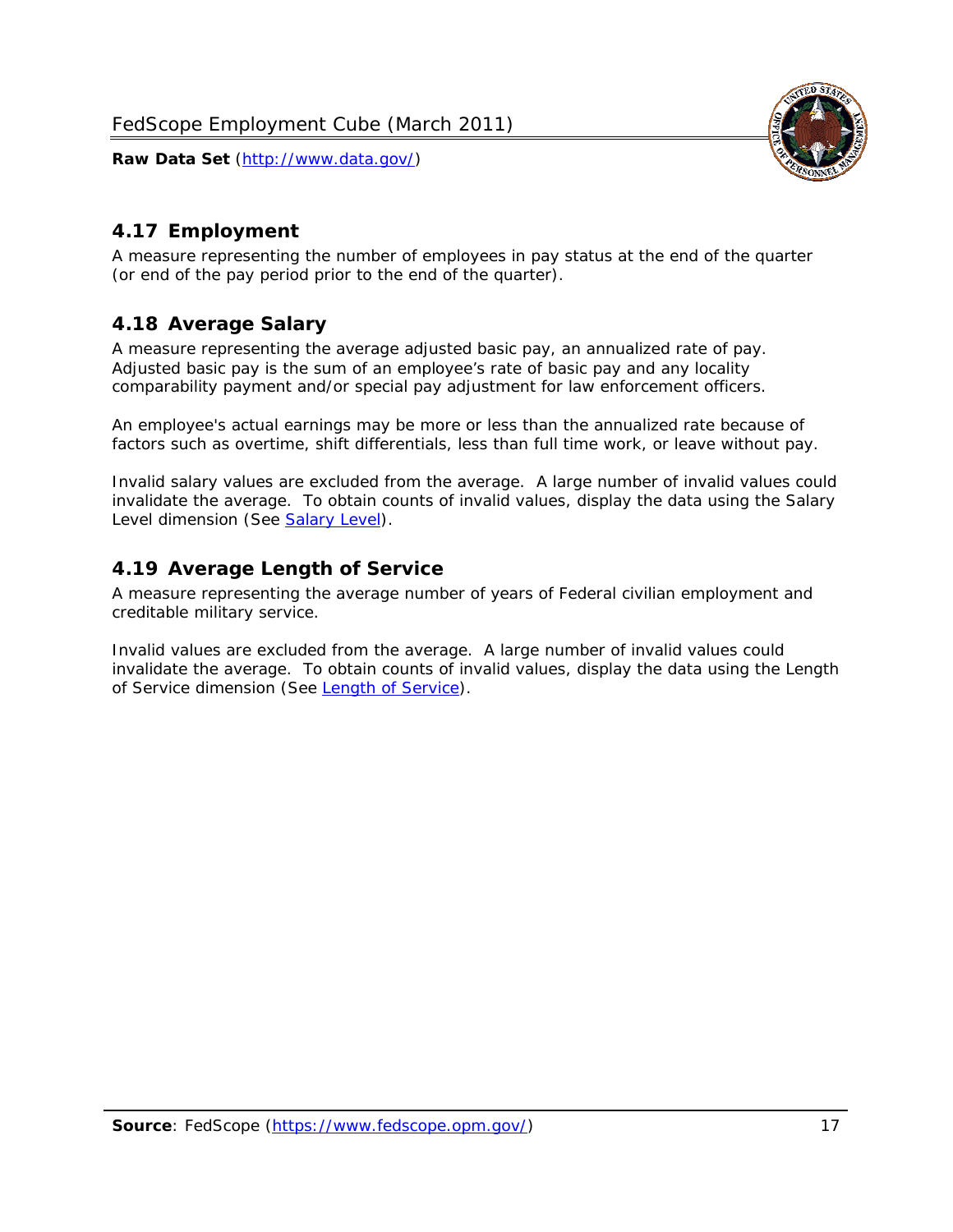## 4.17 Employment

A measure representing the number of employees in pay status at the end of the quarter (or end of the pay period prior to the end of the quarter).

## 4.18 Average Salary

A measure representing the average adjusted basic pay, an annualized rate of pay. Adjusted basic pay is the sum of an employee's rate of basic pay and any locality comparability payment and/or special pay adjustment for law enforcement officers.

An employee's actual earnings may be more or less than the annualized rate because of factors such as overtime, shift differentials, less than full time work, or leave without pay.

Invalid salary values are excluded from the average. A large number of invalid values could invalidate the average. To obtain counts of invalid values, display the data using the Salary Level dimension (See Salary Level).

## 4.19 Average Length of Service

A measure representing the average number of years of Federal civilian employment and creditable military service.

Invalid values are excluded from the average. A large number of invalid values could invalidate the average. To obtain counts of invalid values, display the data using the Length of Service dimension (See Length of Service).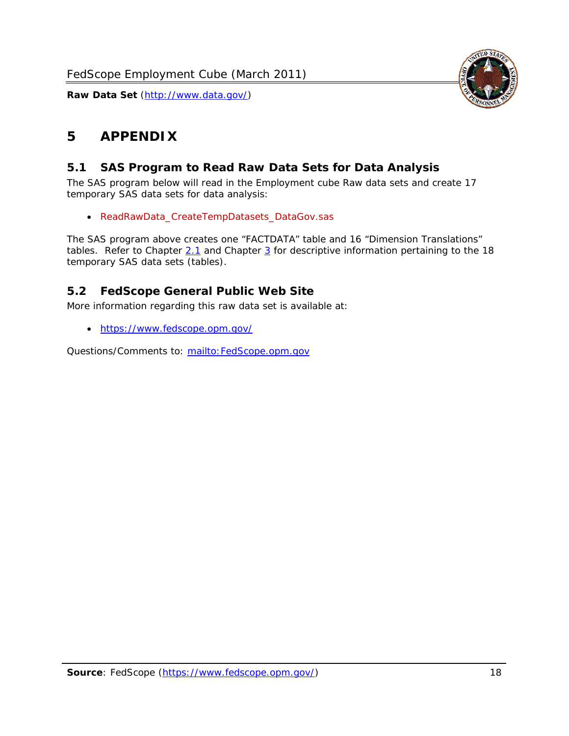# 5 APPENDIX

## 5.1 SAS Program to Read Raw Data Sets for Data Analysis

The SAS program below will read in the Employment cube Raw data sets and create 17 temporary SAS data sets for data analysis:

- ReadRawData_CreateTempDatasets_DataGov.sas

The SAS program above creates one "FACTDATA" table and 16 "Dimension Translations" tables. Refer to Chapter 2.1 and Chapter 3 for descriptive information pertaining to the 18 temporary SAS data sets (tables).

## 5.2 FedScope General Public Web Site

More information regarding this raw data set is available at:

- https://www.fedscope.opm.gov/

Questions/Comments to: mailto:FedScope.opm.gov